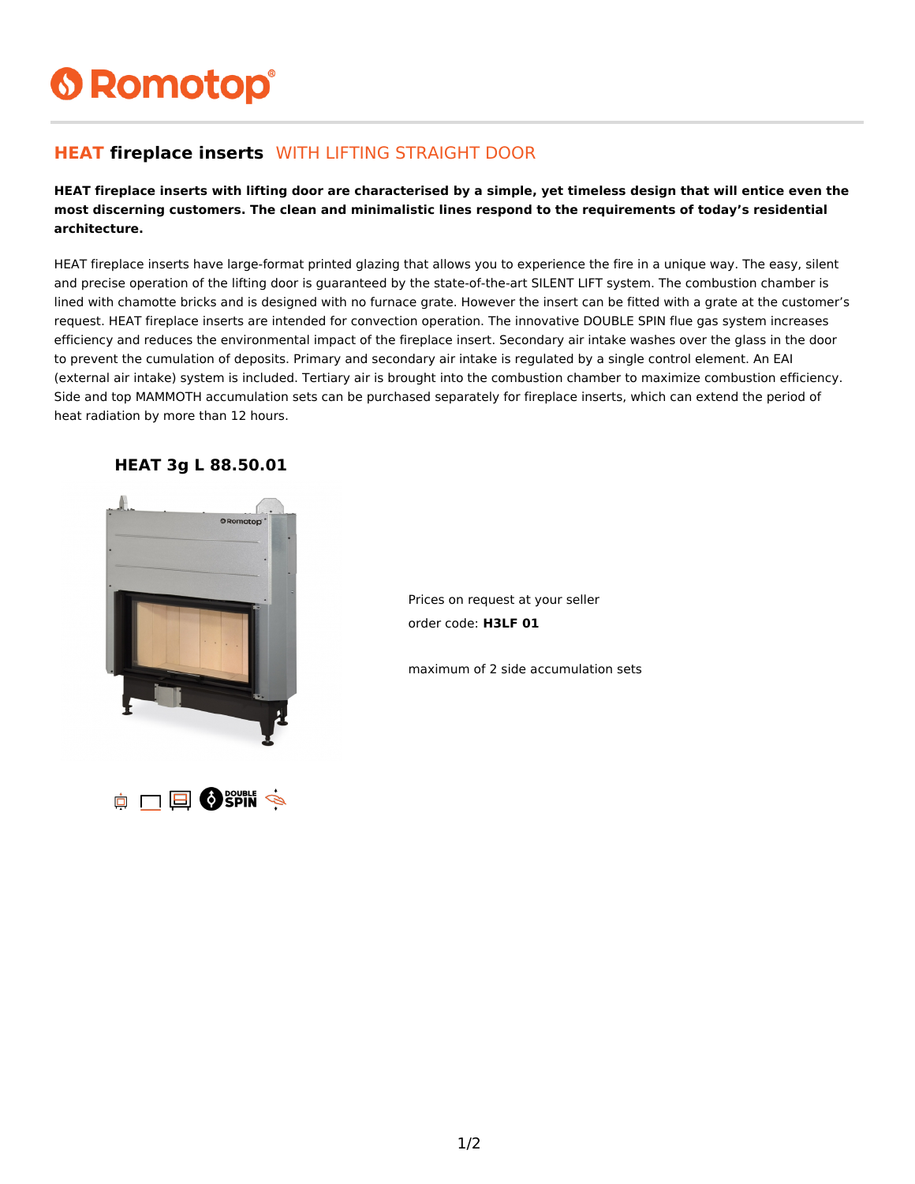# Romotop

## HEAT fireplace inserts WITH LIFTING STRAIGHT DOOR

**HEAT fireplace inserts with lifting door are characterised by a simple, yet timeless design that will entice even the most discerning customers. The clean and minimalistic lines respond to the requirements of today's residential architecture.**

HEAT fireplace inserts have large-format printed glazing that allows you to experience the fire in a unique way. The easy, silent and precise operation of the lifting door is guaranteed by the state-of-the-art SILENT LIFT system. The combustion chamber is lined with chamotte bricks and is designed with no furnace grate. However the insert can be fitted with a grate at the customer's request. HEAT fireplace inserts are intended for convection operation. The innovative DOUBLE SPIN flue gas system increases efficiency and reduces the environmental impact of the fireplace insert. Secondary air intake washes over the glass in the door to prevent the cumulation of deposits. Primary and secondary air intake is regulated by a single control element. An EAI (external air intake) system is included. Tertiary air is brought into the combustion chamber to maximize combustion efficiency. Side and top MAMMOTH accumulation sets can be purchased separately for fireplace inserts, which can extend the period of heat radiation by more than 12 hours.

### HEAT 3g L 88.50.01

Prices on request at your seller

order code: **H3LF 01**

maximum of 2 side accumulation sets

DOUBLE SPIN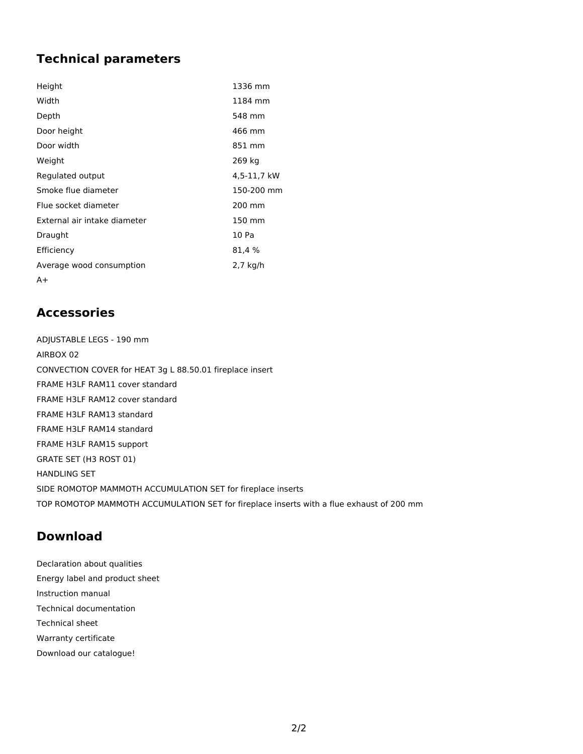## Technical parameters

| | |
|---|---|
| Height | 1336 mm |
| Width | 1184 mm |
| Depth | 548 mm |
| Door height | 466 mm |
| Door width | 851 mm |
| Weight | 269 kg |
| Regulated output | 4,5-11,7 kW |
| Smoke flue diameter | 150-200 mm |
| Flue socket diameter | 200 mm |
| External air intake diameter | 150 mm |
| Draught | 10 Pa |
| Efficiency | 81,4 % |
| Average wood consumption | 2,7 kg/h |
| A+ | |

## Accessories

ADJUSTABLE LEGS - 190 mm
AIRBOX 02
CONVECTION COVER for HEAT 3g L 88.50.01 fireplace insert
FRAME H3LF RAM11 cover standard
FRAME H3LF RAM12 cover standard
FRAME H3LF RAM13 standard
FRAME H3LF RAM14 standard
FRAME H3LF RAM15 support
GRATE SET (H3 ROST 01)
HANDLING SET
SIDE ROMOTOP MAMMOTH ACCUMULATION SET for fireplace inserts
TOP ROMOTOP MAMMOTH ACCUMULATION SET for fireplace inserts with a flue exhaust of 200 mm

## Download

Declaration about qualities
Energy label and product sheet
Instruction manual
Technical documentation
Technical sheet
Warranty certificate
Download our catalogue!